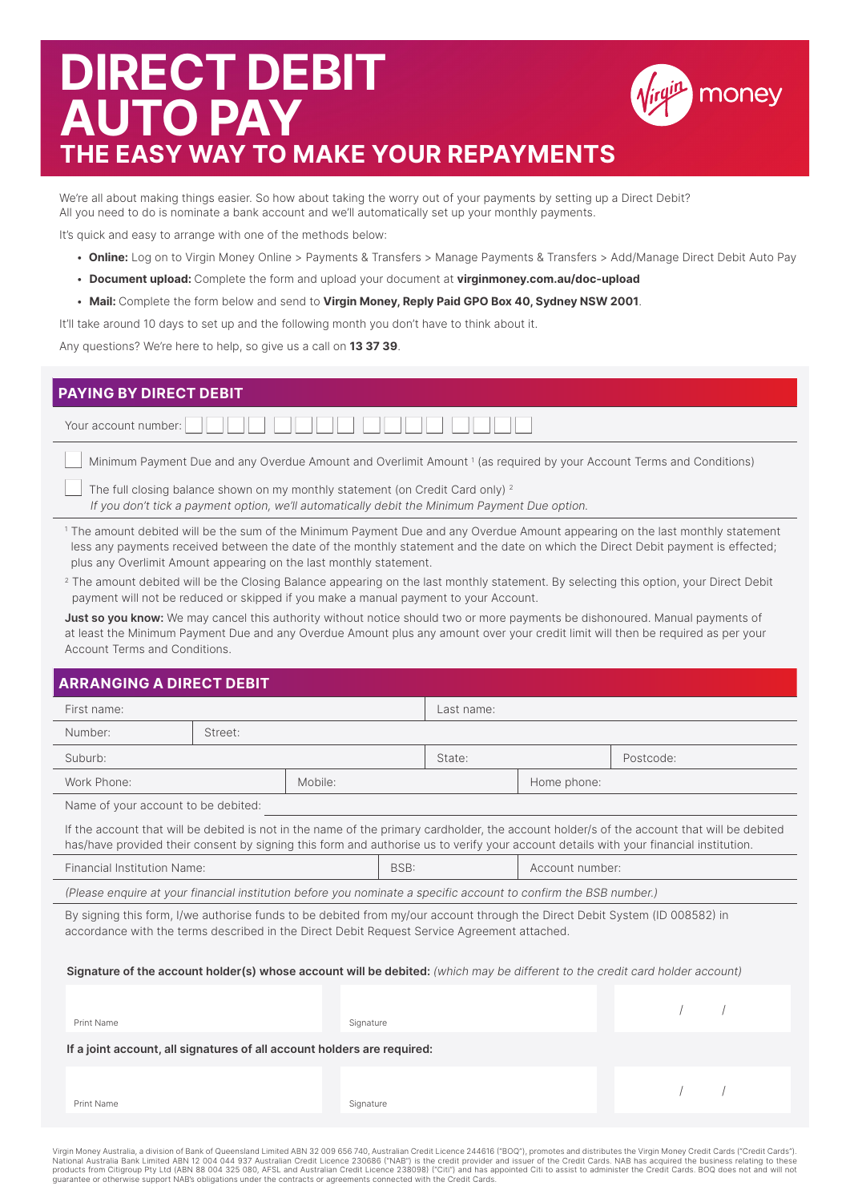# DIRECT DEBIT AUTO PAY

## THE EASY WAY TO MAKE YOUR REPAYMENTS

We're all about making things easier. So how about taking the worry out of your payments by setting up a Direct Debit? All you need to do is nominate a bank account and we'll automatically set up your monthly payments.

It's quick and easy to arrange with one of the methods below:

- **Online:** Log on to Virgin Money Online > Payments & Transfers > Manage Payments & Transfers > Add/Manage Direct Debit Auto Pay
- **Document upload:** Complete the form and upload your document at **virginmoney.com.au/doc-upload**
- **Mail:** Complete the form below and send to **Virgin Money, Reply Paid GPO Box 40, Sydney NSW 2001**.

It'll take around 10 days to set up and the following month you don't have to think about it.

Any questions? We're here to help, so give us a call on **13 37 39**.

## PAYING BY DIRECT DEBIT

Your account number: ☐☐☐☐ ☐☐☐☐ ☐☐☐☐ ☐☐☐☐

☐ Minimum Payment Due and any Overdue Amount and Overlimit Amount [1] (as required by your Account Terms and Conditions)

☐ The full closing balance shown on my monthly statement (on Credit Card only) [2]
*If you don't tick a payment option, we'll automatically debit the Minimum Payment Due option.*

[1] The amount debited will be the sum of the Minimum Payment Due and any Overdue Amount appearing on the last monthly statement less any payments received between the date of the monthly statement and the date on which the Direct Debit payment is effected; plus any Overlimit Amount appearing on the last monthly statement.

[2] The amount debited will be the Closing Balance appearing on the last monthly statement. By selecting this option, your Direct Debit payment will not be reduced or skipped if you make a manual payment to your Account.

**Just so you know:** We may cancel this authority without notice should two or more payments be dishonoured. Manual payments of at least the Minimum Payment Due and any Overdue Amount plus any amount over your credit limit will then be required as per your Account Terms and Conditions.

## ARRANGING A DIRECT DEBIT

| First name: | | Last name: | |
|---|---|---|---|
| Number: | Street: | | |
| Suburb: | | State: | Postcode: |
| Work Phone: | Mobile: | Home phone: | |

Name of your account to be debited:

If the account that will be debited is not in the name of the primary cardholder, the account holder/s of the account that will be debited has/have provided their consent by signing this form and authorise us to verify your account details with your financial institution.

| Financial Institution Name: | BSB: | Account number: |
|---|---|---|

*(Please enquire at your financial institution before you nominate a specific account to confirm the BSB number.)*

By signing this form, I/we authorise funds to be debited from my/our account through the Direct Debit System (ID 008582) in accordance with the terms described in the Direct Debit Request Service Agreement attached.

**Signature of the account holder(s) whose account will be debited:** *(which may be different to the credit card holder account)*

| Print Name | Signature | / / |
|---|---|---|

**If a joint account, all signatures of all account holders are required:**

| Print Name | Signature | / / |
|---|---|---|

Virgin Money Australia, a division of Bank of Queensland Limited ABN 32 009 656 740, Australian Credit Licence 244616 ("BOQ"), promotes and distributes the Virgin Money Credit Cards ("Credit Cards"). National Australia Bank Limited ABN 12 004 044 937 Australian Credit Licence 230686 ("NAB") is the credit provider and issuer of the Credit Cards. NAB has acquired the business relating to these products from Citigroup Pty Ltd (ABN 88 004 325 080, AFSL and Australian Credit Licence 238098) ("Citi") and has appointed Citi to assist to administer the Credit Cards. BOQ does not and will not guarantee or otherwise support NAB's obligations under the contracts or agreements connected with the Credit Cards.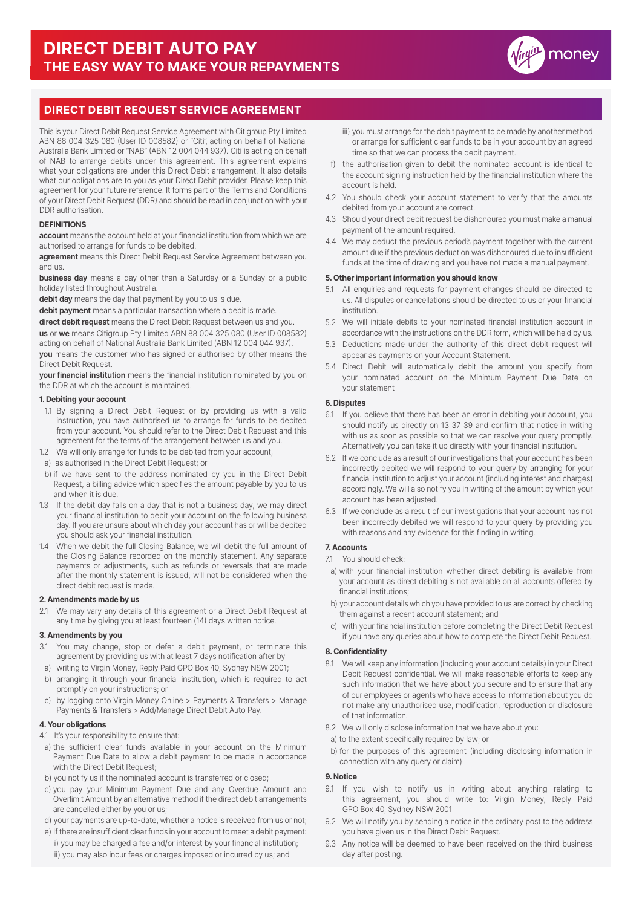# DIRECT DEBIT AUTO PAY
## THE EASY WAY TO MAKE YOUR REPAYMENTS

## DIRECT DEBIT REQUEST SERVICE AGREEMENT

This is your Direct Debit Request Service Agreement with Citigroup Pty Limited ABN 88 004 325 080 (User ID 008582) or "Citi", acting on behalf of National Australia Bank Limited or "NAB" (ABN 12 004 044 937). Citi is acting on behalf of NAB to arrange debits under this agreement. This agreement explains what your obligations are under this Direct Debit arrangement. It also details what our obligations are to you as your Direct Debit provider. Please keep this agreement for your future reference. It forms part of the Terms and Conditions of your Direct Debit Request (DDR) and should be read in conjunction with your DDR authorisation.

### DEFINITIONS

**account** means the account held at your financial institution from which we are authorised to arrange for funds to be debited.

**agreement** means this Direct Debit Request Service Agreement between you and us.

**business day** means a day other than a Saturday or a Sunday or a public holiday listed throughout Australia.

**debit day** means the day that payment by you to us is due.

**debit payment** means a particular transaction where a debit is made.

**direct debit request** means the Direct Debit Request between us and you.

**us** or **we** means Citigroup Pty Limited ABN 88 004 325 080 (User ID 008582) acting on behalf of National Australia Bank Limited (ABN 12 004 044 937).

**you** means the customer who has signed or authorised by other means the Direct Debit Request.

**your financial institution** means the financial institution nominated by you on the DDR at which the account is maintained.

### 1. Debiting your account

1.1 By signing a Direct Debit Request or by providing us with a valid instruction, you have authorised us to arrange for funds to be debited from your account. You should refer to the Direct Debit Request and this agreement for the terms of the arrangement between us and you.

1.2 We will only arrange for funds to be debited from your account,

a) as authorised in the Direct Debit Request; or

b) if we have sent to the address nominated by you in the Direct Debit Request, a billing advice which specifies the amount payable by you to us and when it is due.

1.3 If the debit day falls on a day that is not a business day, we may direct your financial institution to debit your account on the following business day. If you are unsure about which day your account has or will be debited you should ask your financial institution.

1.4 When we debit the full Closing Balance, we will debit the full amount of the Closing Balance recorded on the monthly statement. Any separate payments or adjustments, such as refunds or reversals that are made after the monthly statement is issued, will not be considered when the direct debit request is made.

### 2. Amendments made by us

2.1 We may vary any details of this agreement or a Direct Debit Request at any time by giving you at least fourteen (14) days written notice.

### 3. Amendments by you

3.1 You may change, stop or defer a debit payment, or terminate this agreement by providing us with at least 7 days notification after by

a) writing to Virgin Money, Reply Paid GPO Box 40, Sydney NSW 2001;

b) arranging it through your financial institution, which is required to act promptly on your instructions; or

c) by logging onto Virgin Money Online > Payments & Transfers > Manage Payments & Transfers > Add/Manage Direct Debit Auto Pay.

### 4. Your obligations

4.1 It's your responsibility to ensure that:

a) the sufficient clear funds available in your account on the Minimum Payment Due Date to allow a debit payment to be made in accordance with the Direct Debit Request;

b) you notify us if the nominated account is transferred or closed;

c) you pay your Minimum Payment Due and any Overdue Amount and Overlimit Amount by an alternative method if the direct debit arrangements are cancelled either by you or us;

d) your payments are up-to-date, whether a notice is received from us or not;

e) If there are insufficient clear funds in your account to meet a debit payment:

i) you may be charged a fee and/or interest by your financial institution;

ii) you may also incur fees or charges imposed or incurred by us; and

iii) you must arrange for the debit payment to be made by another method or arrange for sufficient clear funds to be in your account by an agreed time so that we can process the debit payment.

f) the authorisation given to debit the nominated account is identical to the account signing instruction held by the financial institution where the account is held.

4.2 You should check your account statement to verify that the amounts debited from your account are correct.

4.3 Should your direct debit request be dishonoured you must make a manual payment of the amount required.

4.4 We may deduct the previous period's payment together with the current amount due if the previous deduction was dishonoured due to insufficient funds at the time of drawing and you have not made a manual payment.

### 5. Other important information you should know

5.1 All enquiries and requests for payment changes should be directed to us. All disputes or cancellations should be directed to us or your financial institution.

5.2 We will initiate debits to your nominated financial institution account in accordance with the instructions on the DDR form, which will be held by us.

5.3 Deductions made under the authority of this direct debit request will appear as payments on your Account Statement.

5.4 Direct Debit will automatically debit the amount you specify from your nominated account on the Minimum Payment Due Date on your statement

### 6. Disputes

6.1 If you believe that there has been an error in debiting your account, you should notify us directly on 13 37 39 and confirm that notice in writing with us as soon as possible so that we can resolve your query promptly. Alternatively you can take it up directly with your financial institution.

6.2 If we conclude as a result of our investigations that your account has been incorrectly debited we will respond to your query by arranging for your financial institution to adjust your account (including interest and charges) accordingly. We will also notify you in writing of the amount by which your account has been adjusted.

6.3 If we conclude as a result of our investigations that your account has not been incorrectly debited we will respond to your query by providing you with reasons and any evidence for this finding in writing.

### 7. Accounts

7.1 You should check:

a) with your financial institution whether direct debiting is available from your account as direct debiting is not available on all accounts offered by financial institutions;

b) your account details which you have provided to us are correct by checking them against a recent account statement; and

c) with your financial institution before completing the Direct Debit Request if you have any queries about how to complete the Direct Debit Request.

### 8. Confidentiality

8.1 We will keep any information (including your account details) in your Direct Debit Request confidential. We will make reasonable efforts to keep any such information that we have about you secure and to ensure that any of our employees or agents who have access to information about you do not make any unauthorised use, modification, reproduction or disclosure of that information.

8.2 We will only disclose information that we have about you:

a) to the extent specifically required by law; or

b) for the purposes of this agreement (including disclosing information in connection with any query or claim).

### 9. Notice

9.1 If you wish to notify us in writing about anything relating to this agreement, you should write to: Virgin Money, Reply Paid GPO Box 40, Sydney NSW 2001

9.2 We will notify you by sending a notice in the ordinary post to the address you have given us in the Direct Debit Request.

9.3 Any notice will be deemed to have been received on the third business day after posting.